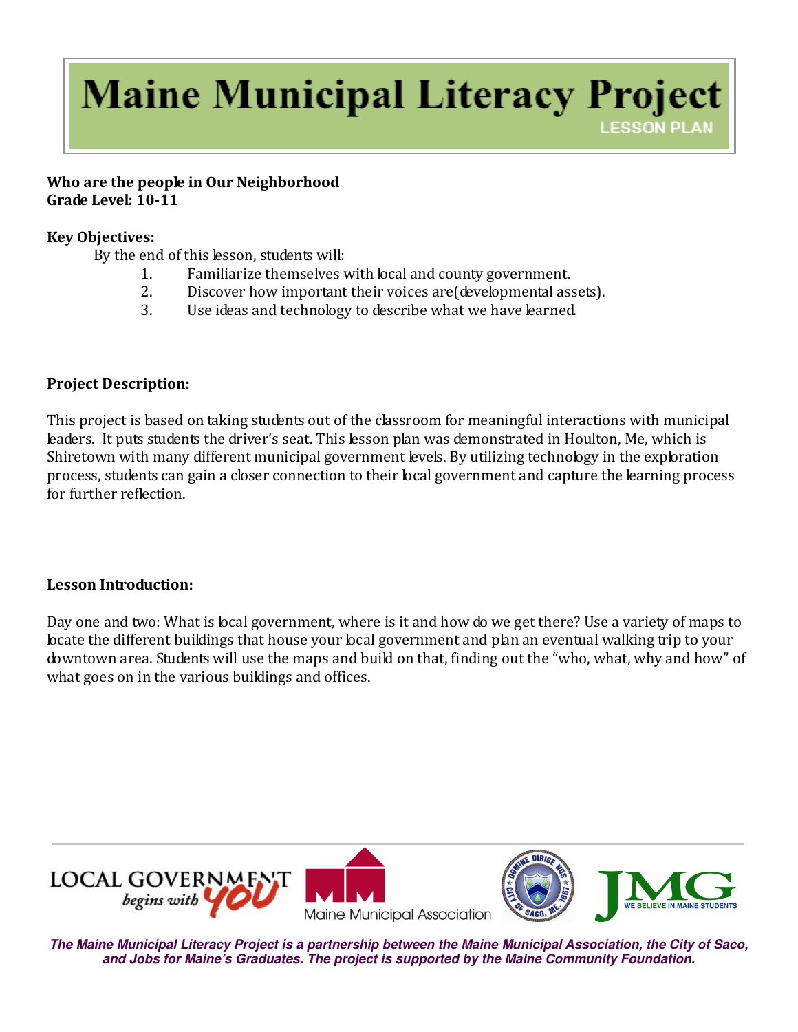# Maine Municipal Literacy Project

LESSON PLAN

**Who are the people in Our Neighborhood**
**Grade Level: 10-11**

**Key Objectives:**

By the end of this lesson, students will:

1. Familiarize themselves with local and county government.
2. Discover how important their voices are(developmental assets).
3. Use ideas and technology to describe what we have learned.

**Project Description:**

This project is based on taking students out of the classroom for meaningful interactions with municipal leaders. It puts students the driver's seat. This lesson plan was demonstrated in Houlton, Me, which is Shiretown with many different municipal government levels. By utilizing technology in the exploration process, students can gain a closer connection to their local government and capture the learning process for further reflection.

**Lesson Introduction:**

Day one and two: What is local government, where is it and how do we get there? Use a variety of maps to locate the different buildings that house your local government and plan an eventual walking trip to your downtown area. Students will use the maps and build on that, finding out the "who, what, why and how" of what goes on in the various buildings and offices.

LOCAL GOVERNMENT *begins with* YOU | Maine Municipal Association | JMG WE BELIEVE IN MAINE STUDENTS

***The Maine Municipal Literacy Project is a partnership between the Maine Municipal Association, the City of Saco, and Jobs for Maine's Graduates. The project is supported by the Maine Community Foundation.***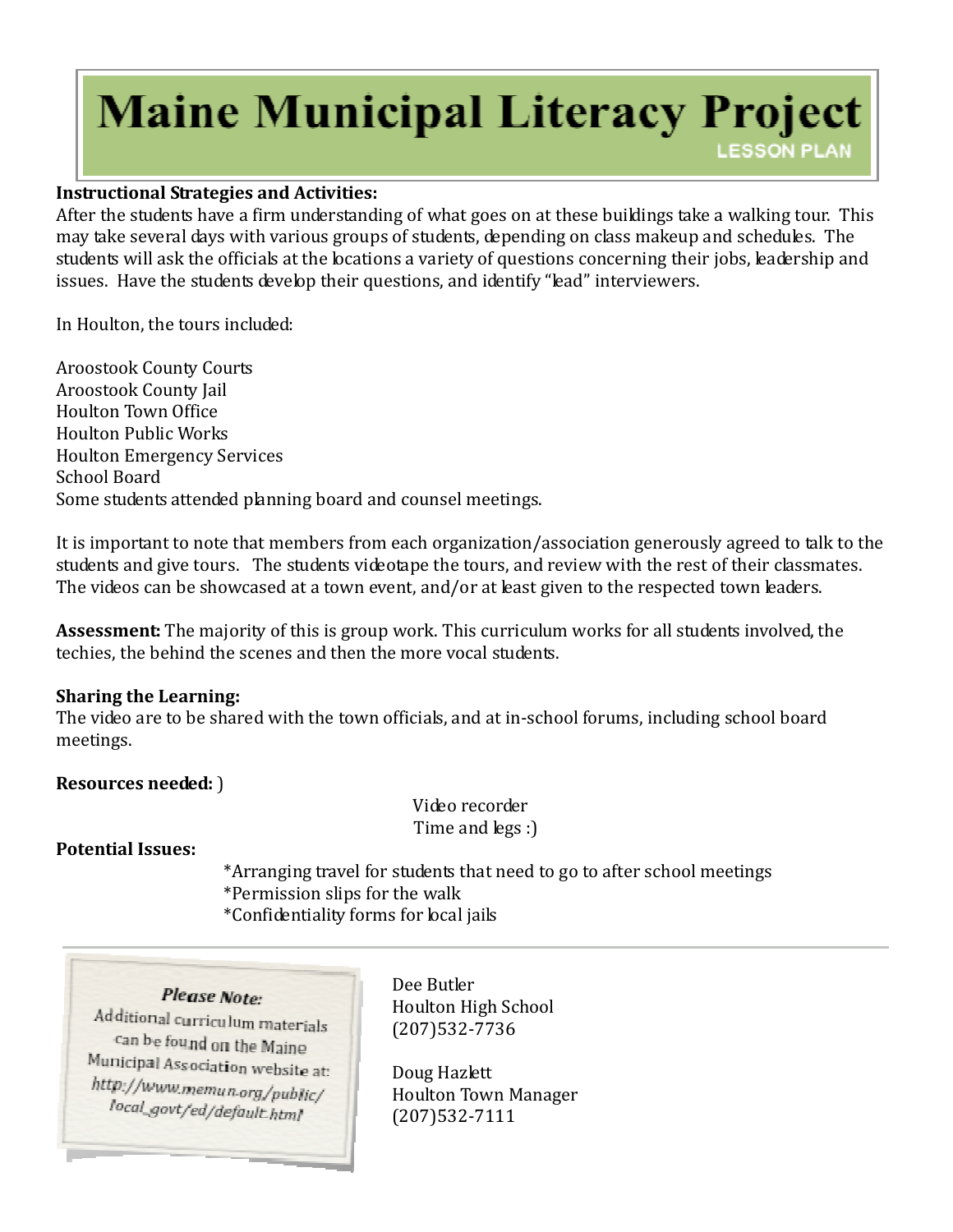# Maine Municipal Literacy Project

LESSON PLAN

**Instructional Strategies and Activities:**
After the students have a firm understanding of what goes on at these buildings take a walking tour. This may take several days with various groups of students, depending on class makeup and schedules. The students will ask the officials at the locations a variety of questions concerning their jobs, leadership and issues. Have the students develop their questions, and identify "lead" interviewers.

In Houlton, the tours included:

Aroostook County Courts
Aroostook County Jail
Houlton Town Office
Houlton Public Works
Houlton Emergency Services
School Board
Some students attended planning board and counsel meetings.

It is important to note that members from each organization/association generously agreed to talk to the students and give tours. The students videotape the tours, and review with the rest of their classmates. The videos can be showcased at a town event, and/or at least given to the respected town leaders.

**Assessment:** The majority of this is group work. This curriculum works for all students involved, the techies, the behind the scenes and then the more vocal students.

**Sharing the Learning:**
The video are to be shared with the town officials, and at in-school forums, including school board meetings.

**Resources needed:** )

Video recorder
Time and legs :)

**Potential Issues:**

*Arranging travel for students that need to go to after school meetings
*Permission slips for the walk
*Confidentiality forms for local jails

***Please Note:***
Additional curriculum materials can be found on the Maine Municipal Association website at: *http://www.memun.org/public/local_govt/ed/default.html*

Dee Butler
Houlton High School
(207)532-7736

Doug Hazlett
Houlton Town Manager
(207)532-7111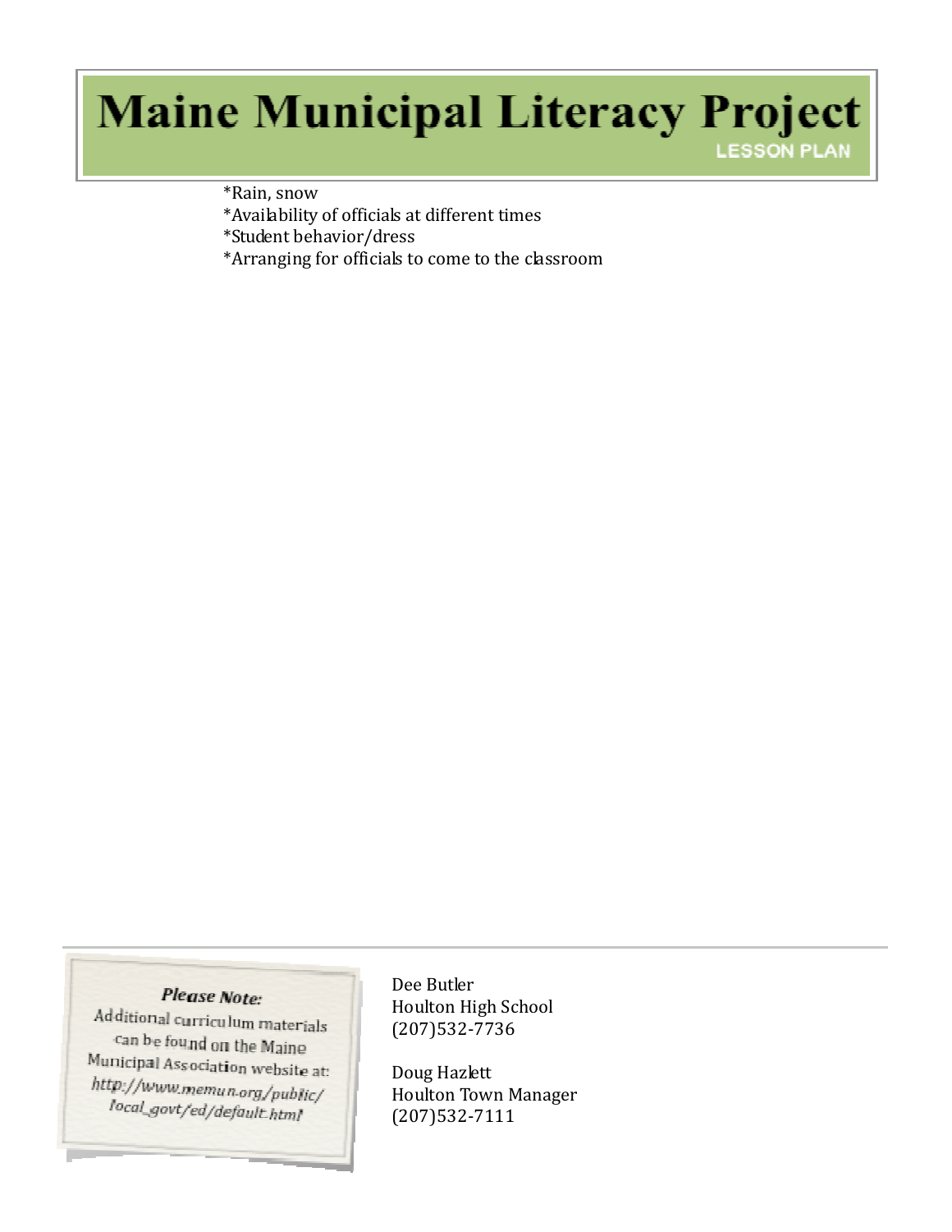*Rain, snow
*Availability of officials at different times
*Student behavior/dress
*Arranging for officials to come to the classroom

***Please Note:***
Additional curriculum materials can be found on the Maine Municipal Association website at: *http://www.memun.org/public/local_govt/ed/default.html*

Dee Butler
Houlton High School
(207)532-7736

Doug Hazlett
Houlton Town Manager
(207)532-7111